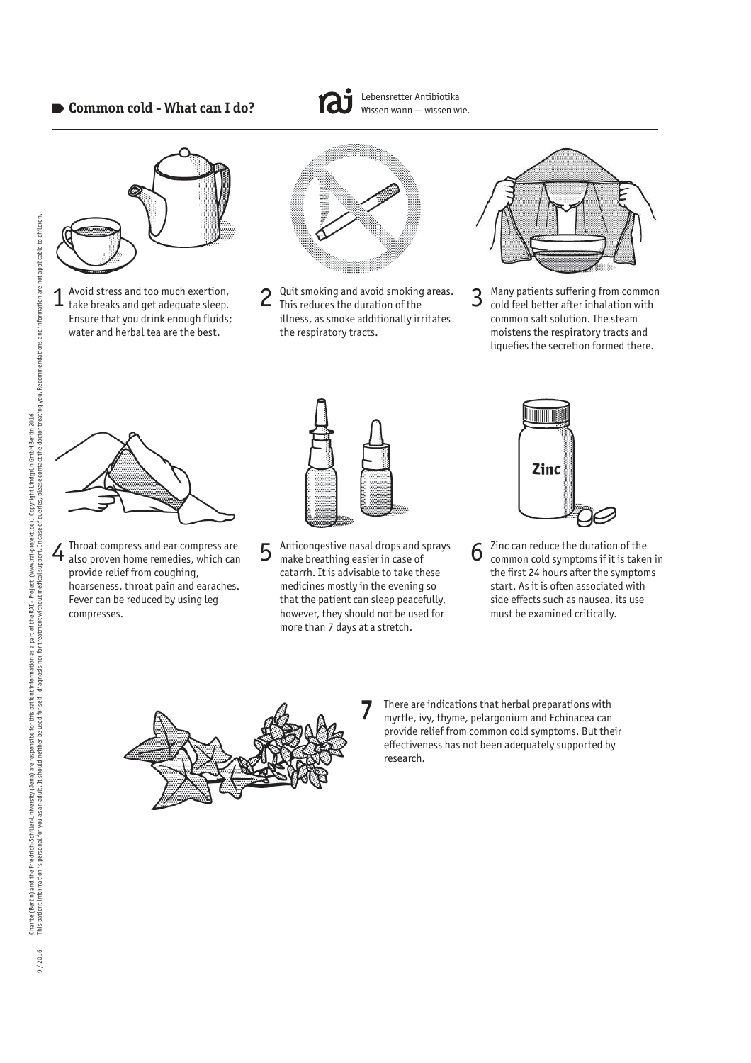# Common cold - What can I do?

Lebensretter Antibiotika
Wissen wann — wissen wie.

1. Avoid stress and too much exertion, take breaks and get adequate sleep. Ensure that you drink enough fluids; water and herbal tea are the best.

2. Quit smoking and avoid smoking areas. This reduces the duration of the illness, as smoke additionally irritates the respiratory tracts.

3. Many patients suffering from common cold feel better after inhalation with common salt solution. The steam moistens the respiratory tracts and liquefies the secretion formed there.

4. Throat compress and ear compress are also proven home remedies, which can provide relief from coughing, hoarseness, throat pain and earaches. Fever can be reduced by using leg compresses.

5. Anticongestive nasal drops and sprays make breathing easier in case of catarrh. It is advisable to take these medicines mostly in the evening so that the patient can sleep peacefully, however, they should not be used for more than 7 days at a stretch.

6. Zinc can reduce the duration of the common cold symptoms if it is taken in the first 24 hours after the symptoms start. As it is often associated with side effects such as nausea, its use must be examined critically.

7. There are indications that herbal preparations with myrtle, ivy, thyme, pelargonium and Echinacea can provide relief from common cold symptoms. But their effectiveness has not been adequately supported by research.

9 / 2016 Charité (Berlin) and the Friedrich-Schiller-University (Jena) are responsible for this patient information as a part of the RAI - Project (www.rai-projekt.de). Copyright Lindgrün GmbH Berlin 2016.
This patient information is personal for you as an adult. It should neither be used for self-diagnosis nor for treatment without medical support. In case of queries, please contact the doctor treating you. Recommendations and information are not applicable to children.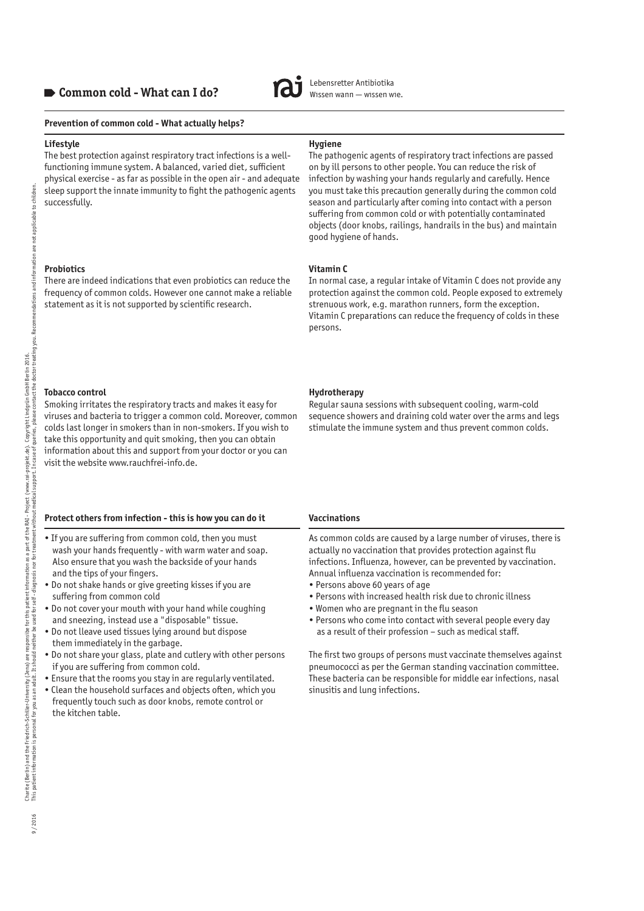# Common cold - What can I do?

Lebensretter Antibiotika
Wissen wann — wissen wie.

## Prevention of common cold - What actually helps?

### Lifestyle

The best protection against respiratory tract infections is a well-functioning immune system. A balanced, varied diet, sufficient physical exercise - as far as possible in the open air - and adequate sleep support the innate immunity to fight the pathogenic agents successfully.

### Hygiene

The pathogenic agents of respiratory tract infections are passed on by ill persons to other people. You can reduce the risk of infection by washing your hands regularly and carefully. Hence you must take this precaution generally during the common cold season and particularly after coming into contact with a person suffering from common cold or with potentially contaminated objects (door knobs, railings, handrails in the bus) and maintain good hygiene of hands.

### Probiotics

There are indeed indications that even probiotics can reduce the frequency of common colds. However one cannot make a reliable statement as it is not supported by scientific research.

### Vitamin C

In normal case, a regular intake of Vitamin C does not provide any protection against the common cold. People exposed to extremely strenuous work, e.g. marathon runners, form the exception. Vitamin C preparations can reduce the frequency of colds in these persons.

### Tobacco control

Smoking irritates the respiratory tracts and makes it easy for viruses and bacteria to trigger a common cold. Moreover, common colds last longer in smokers than in non-smokers. If you wish to take this opportunity and quit smoking, then you can obtain information about this and support from your doctor or you can visit the website www.rauchfrei-info.de.

### Hydrotherapy

Regular sauna sessions with subsequent cooling, warm-cold sequence showers and draining cold water over the arms and legs stimulate the immune system and thus prevent common colds.

## Protect others from infection - this is how you can do it

- If you are suffering from common cold, then you must wash your hands frequently - with warm water and soap. Also ensure that you wash the backside of your hands and the tips of your fingers.
- Do not shake hands or give greeting kisses if you are suffering from common cold
- Do not cover your mouth with your hand while coughing and sneezing, instead use a "disposable" tissue.
- Do not lleave used tissues lying around but dispose them immediately in the garbage.
- Do not share your glass, plate and cutlery with other persons if you are suffering from common cold.
- Ensure that the rooms you stay in are regularly ventilated.
- Clean the household surfaces and objects often, which you frequently touch such as door knobs, remote control or the kitchen table.

## Vaccinations

As common colds are caused by a large number of viruses, there is actually no vaccination that provides protection against flu infections. Influenza, however, can be prevented by vaccination. Annual influenza vaccination is recommended for:

- Persons above 60 years of age
- Persons with increased health risk due to chronic illness
- Women who are pregnant in the flu season
- Persons who come into contact with several people every day as a result of their profession – such as medical staff.

The first two groups of persons must vaccinate themselves against pneumococci as per the German standing vaccination committee. These bacteria can be responsible for middle ear infections, nasal sinusitis and lung infections.

Charité (Berlin) and the Friedrich-Schiller-University (Jena) are responsibe for this patient information as a part of the RAI - Project (www.rai-projekt.de). Copyright Lindgrün GmbH Berlin 2016. This patient information is personal for you as an adult. It should neither be used for self-diagnosis nor for treatment without medical support. In case of queries, please contact the doctor treating you. Recommendations and information are not applicable to children.

9 / 2016